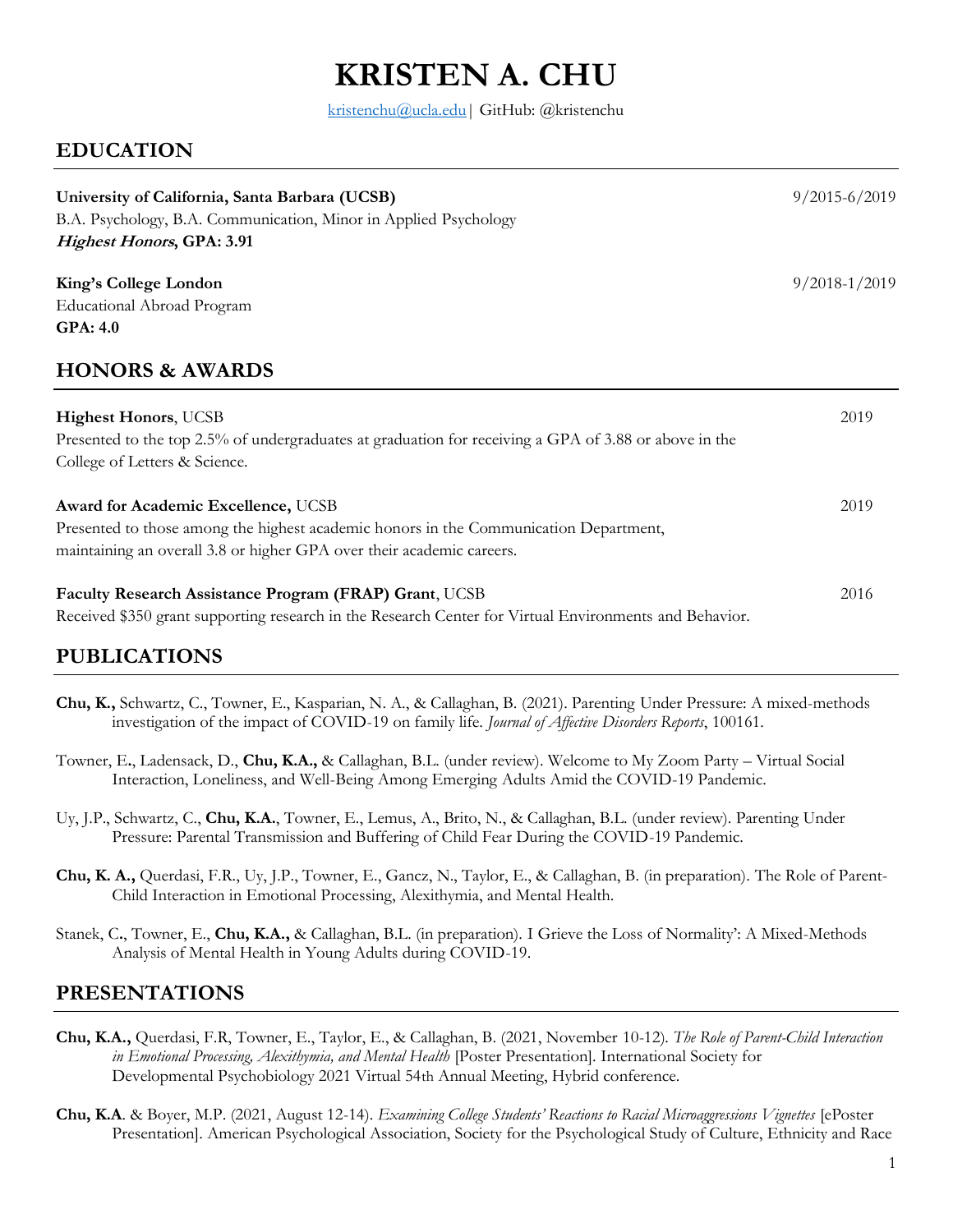# KRISTEN A. CHU

kristenchu@ucla.edu | GitHub: @kristenchu

## EDUCATION

**University of California, Santa Barbara (UCSB)** 9/2015-6/2019
B.A. Psychology, B.A. Communication, Minor in Applied Psychology
***Highest Honors*, GPA: 3.91**

**King's College London** 9/2018-1/2019
Educational Abroad Program
**GPA: 4.0**

## HONORS & AWARDS

**Highest Honors**, UCSB 2019
Presented to the top 2.5% of undergraduates at graduation for receiving a GPA of 3.88 or above in the College of Letters & Science.

**Award for Academic Excellence,** UCSB 2019
Presented to those among the highest academic honors in the Communication Department, maintaining an overall 3.8 or higher GPA over their academic careers.

**Faculty Research Assistance Program (FRAP) Grant**, UCSB 2016
Received $350 grant supporting research in the Research Center for Virtual Environments and Behavior.

## PUBLICATIONS

**Chu, K.,** Schwartz, C., Towner, E., Kasparian, N. A., & Callaghan, B. (2021). Parenting Under Pressure: A mixed-methods investigation of the impact of COVID-19 on family life. *Journal of Affective Disorders Reports*, 100161.

Towner, E., Ladensack, D., **Chu, K.A.,** & Callaghan, B.L. (under review). Welcome to My Zoom Party – Virtual Social Interaction, Loneliness, and Well-Being Among Emerging Adults Amid the COVID-19 Pandemic.

Uy, J.P., Schwartz, C., **Chu, K.A.**, Towner, E., Lemus, A., Brito, N., & Callaghan, B.L. (under review). Parenting Under Pressure: Parental Transmission and Buffering of Child Fear During the COVID-19 Pandemic.

**Chu, K. A.,** Querdasi, F.R., Uy, J.P., Towner, E., Gancz, N., Taylor, E., & Callaghan, B. (in preparation). The Role of Parent-Child Interaction in Emotional Processing, Alexithymia, and Mental Health.

Stanek, C., Towner, E., **Chu, K.A.,** & Callaghan, B.L. (in preparation). I Grieve the Loss of Normality': A Mixed-Methods Analysis of Mental Health in Young Adults during COVID-19.

## PRESENTATIONS

**Chu, K.A.,** Querdasi, F.R, Towner, E., Taylor, E., & Callaghan, B. (2021, November 10-12). *The Role of Parent-Child Interaction in Emotional Processing, Alexithymia, and Mental Health* [Poster Presentation]. International Society for Developmental Psychobiology 2021 Virtual 54th Annual Meeting, Hybrid conference.

**Chu, K.A**. & Boyer, M.P. (2021, August 12-14). *Examining College Students' Reactions to Racial Microaggressions Vignettes* [ePoster Presentation]. American Psychological Association, Society for the Psychological Study of Culture, Ethnicity and Race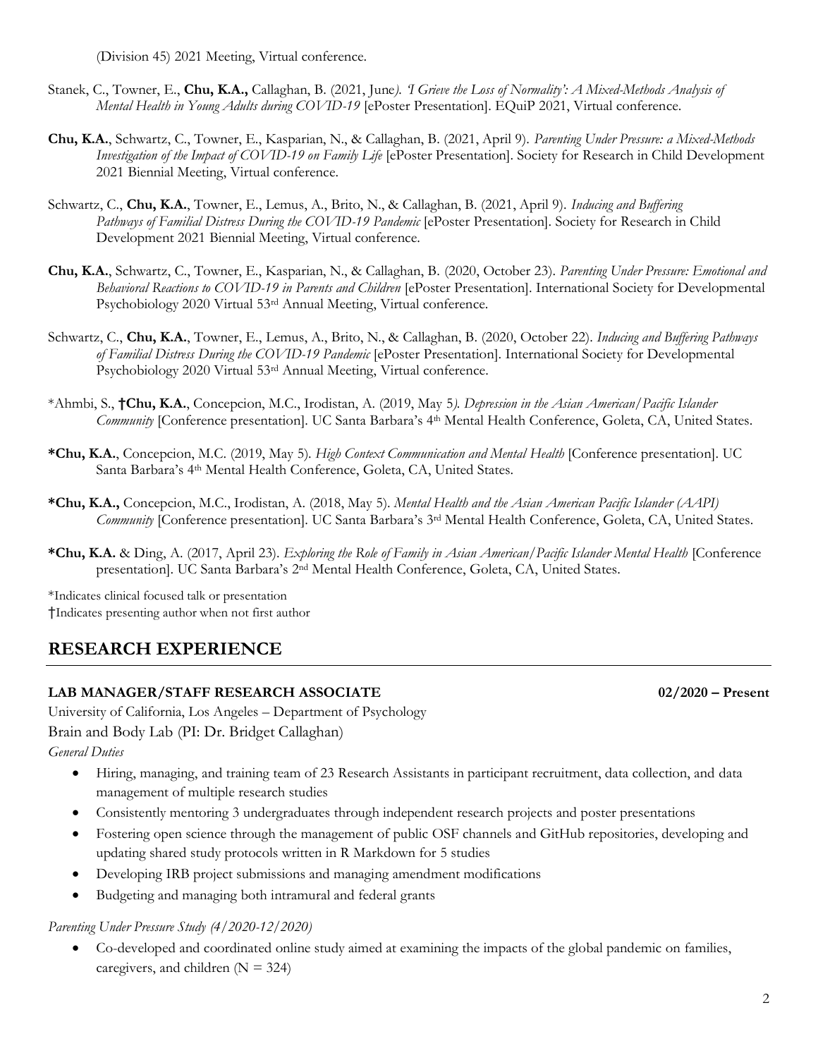(Division 45) 2021 Meeting, Virtual conference.

Stanek, C., Towner, E., **Chu, K.A.,** Callaghan, B. (2021, June*). 'I Grieve the Loss of Normality': A Mixed-Methods Analysis of Mental Health in Young Adults during COVID-19* [ePoster Presentation]. EQuiP 2021, Virtual conference.

**Chu, K.A.**, Schwartz, C., Towner, E., Kasparian, N., & Callaghan, B. (2021, April 9). *Parenting Under Pressure: a Mixed-Methods Investigation of the Impact of COVID-19 on Family Life* [ePoster Presentation]. Society for Research in Child Development 2021 Biennial Meeting, Virtual conference.

Schwartz, C., **Chu, K.A.**, Towner, E., Lemus, A., Brito, N., & Callaghan, B. (2021, April 9). *Inducing and Buffering Pathways of Familial Distress During the COVID-19 Pandemic* [ePoster Presentation]. Society for Research in Child Development 2021 Biennial Meeting, Virtual conference.

**Chu, K.A.**, Schwartz, C., Towner, E., Kasparian, N., & Callaghan, B. (2020, October 23). *Parenting Under Pressure: Emotional and Behavioral Reactions to COVID-19 in Parents and Children* [ePoster Presentation]. International Society for Developmental Psychobiology 2020 Virtual 53rd Annual Meeting, Virtual conference.

Schwartz, C., **Chu, K.A.**, Towner, E., Lemus, A., Brito, N., & Callaghan, B. (2020, October 22). *Inducing and Buffering Pathways of Familial Distress During the COVID-19 Pandemic* [ePoster Presentation]. International Society for Developmental Psychobiology 2020 Virtual 53rd Annual Meeting, Virtual conference.

*Ahmbi, S., **†Chu, K.A.**, Concepcion, M.C., Irodistan, A. (2019, May 5*). Depression in the Asian American/Pacific Islander Community* [Conference presentation]. UC Santa Barbara's 4th Mental Health Conference, Goleta, CA, United States.

***Chu, K.A.**, Concepcion, M.C. (2019, May 5). *High Context Communication and Mental Health* [Conference presentation]. UC Santa Barbara's 4th Mental Health Conference, Goleta, CA, United States.

***Chu, K.A.,** Concepcion, M.C., Irodistan, A. (2018, May 5). *Mental Health and the Asian American Pacific Islander (AAPI) Community* [Conference presentation]. UC Santa Barbara's 3rd Mental Health Conference, Goleta, CA, United States.

***Chu, K.A.** & Ding, A. (2017, April 23). *Exploring the Role of Family in Asian American/Pacific Islander Mental Health* [Conference presentation]. UC Santa Barbara's 2nd Mental Health Conference, Goleta, CA, United States.

*Indicates clinical focused talk or presentation
†Indicates presenting author when not first author

## RESEARCH EXPERIENCE

**LAB MANAGER/STAFF RESEARCH ASSOCIATE** **02/2020 – Present**

University of California, Los Angeles – Department of Psychology
Brain and Body Lab (PI: Dr. Bridget Callaghan)

*General Duties*

- Hiring, managing, and training team of 23 Research Assistants in participant recruitment, data collection, and data management of multiple research studies
- Consistently mentoring 3 undergraduates through independent research projects and poster presentations
- Fostering open science through the management of public OSF channels and GitHub repositories, developing and updating shared study protocols written in R Markdown for 5 studies
- Developing IRB project submissions and managing amendment modifications
- Budgeting and managing both intramural and federal grants

*Parenting Under Pressure Study (4/2020-12/2020)*

- Co-developed and coordinated online study aimed at examining the impacts of the global pandemic on families, caregivers, and children (N = 324)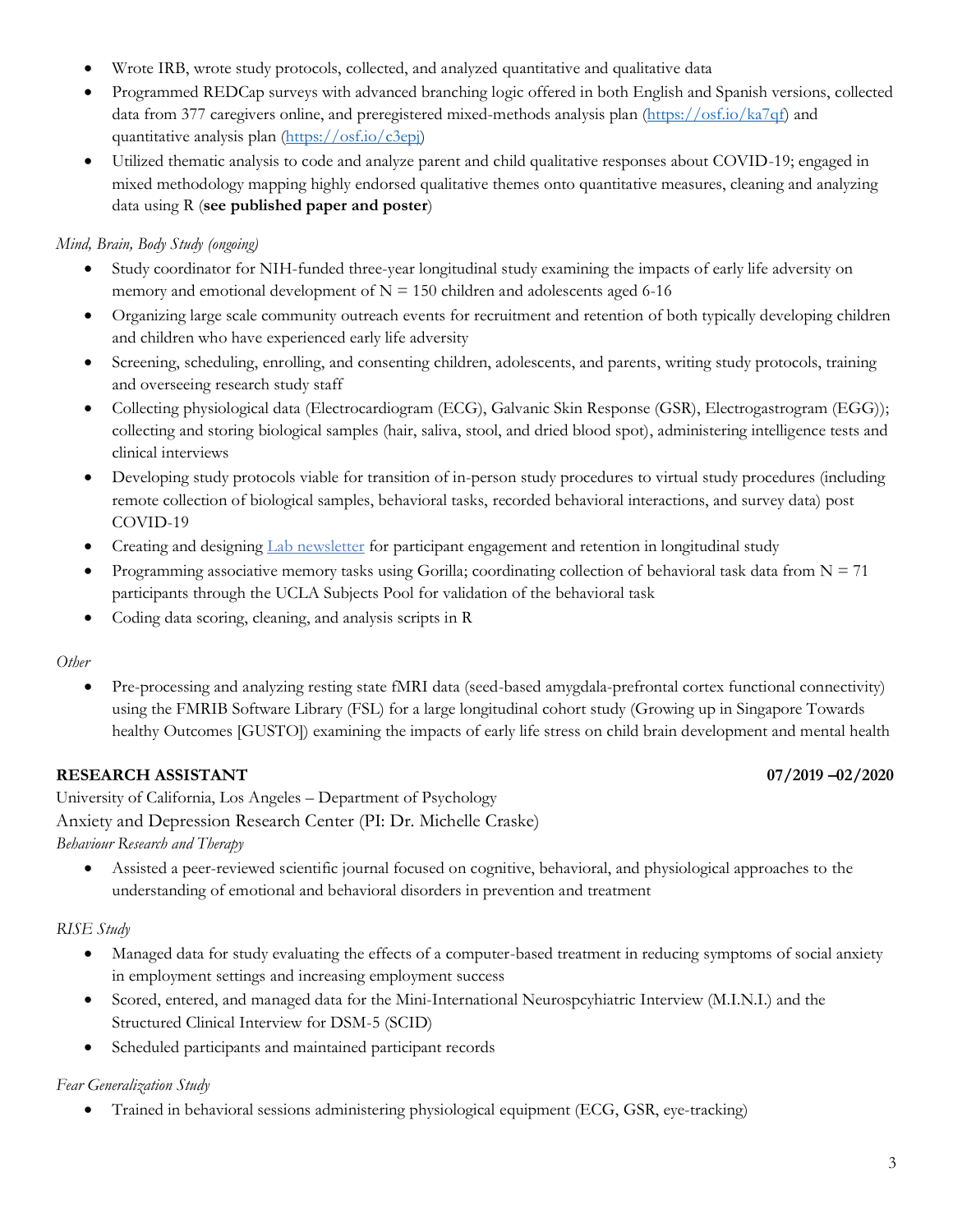- Wrote IRB, wrote study protocols, collected, and analyzed quantitative and qualitative data
- Programmed REDCap surveys with advanced branching logic offered in both English and Spanish versions, collected data from 377 caregivers online, and preregistered mixed-methods analysis plan ([https://osf.io/ka7qf](https://osf.io/ka7qf)) and quantitative analysis plan ([https://osf.io/c3epj](https://osf.io/c3epj))
- Utilized thematic analysis to code and analyze parent and child qualitative responses about COVID-19; engaged in mixed methodology mapping highly endorsed qualitative themes onto quantitative measures, cleaning and analyzing data using R (**see published paper and poster**)

*Mind, Brain, Body Study (ongoing)*

- Study coordinator for NIH-funded three-year longitudinal study examining the impacts of early life adversity on memory and emotional development of N = 150 children and adolescents aged 6-16
- Organizing large scale community outreach events for recruitment and retention of both typically developing children and children who have experienced early life adversity
- Screening, scheduling, enrolling, and consenting children, adolescents, and parents, writing study protocols, training and overseeing research study staff
- Collecting physiological data (Electrocardiogram (ECG), Galvanic Skin Response (GSR), Electrogastrogram (EGG)); collecting and storing biological samples (hair, saliva, stool, and dried blood spot), administering intelligence tests and clinical interviews
- Developing study protocols viable for transition of in-person study procedures to virtual study procedures (including remote collection of biological samples, behavioral tasks, recorded behavioral interactions, and survey data) post COVID-19
- Creating and designing Lab newsletter for participant engagement and retention in longitudinal study
- Programming associative memory tasks using Gorilla; coordinating collection of behavioral task data from N = 71 participants through the UCLA Subjects Pool for validation of the behavioral task
- Coding data scoring, cleaning, and analysis scripts in R

*Other*

- Pre-processing and analyzing resting state fMRI data (seed-based amygdala-prefrontal cortex functional connectivity) using the FMRIB Software Library (FSL) for a large longitudinal cohort study (Growing up in Singapore Towards healthy Outcomes [GUSTO]) examining the impacts of early life stress on child brain development and mental health

**RESEARCH ASSISTANT** **07/2019 –02/2020**

University of California, Los Angeles – Department of Psychology
Anxiety and Depression Research Center (PI: Dr. Michelle Craske)

*Behaviour Research and Therapy*

- Assisted a peer-reviewed scientific journal focused on cognitive, behavioral, and physiological approaches to the understanding of emotional and behavioral disorders in prevention and treatment

*RISE Study*

- Managed data for study evaluating the effects of a computer-based treatment in reducing symptoms of social anxiety in employment settings and increasing employment success
- Scored, entered, and managed data for the Mini-International Neurospcyhiatric Interview (M.I.N.I.) and the Structured Clinical Interview for DSM-5 (SCID)
- Scheduled participants and maintained participant records

*Fear Generalization Study*

- Trained in behavioral sessions administering physiological equipment (ECG, GSR, eye-tracking)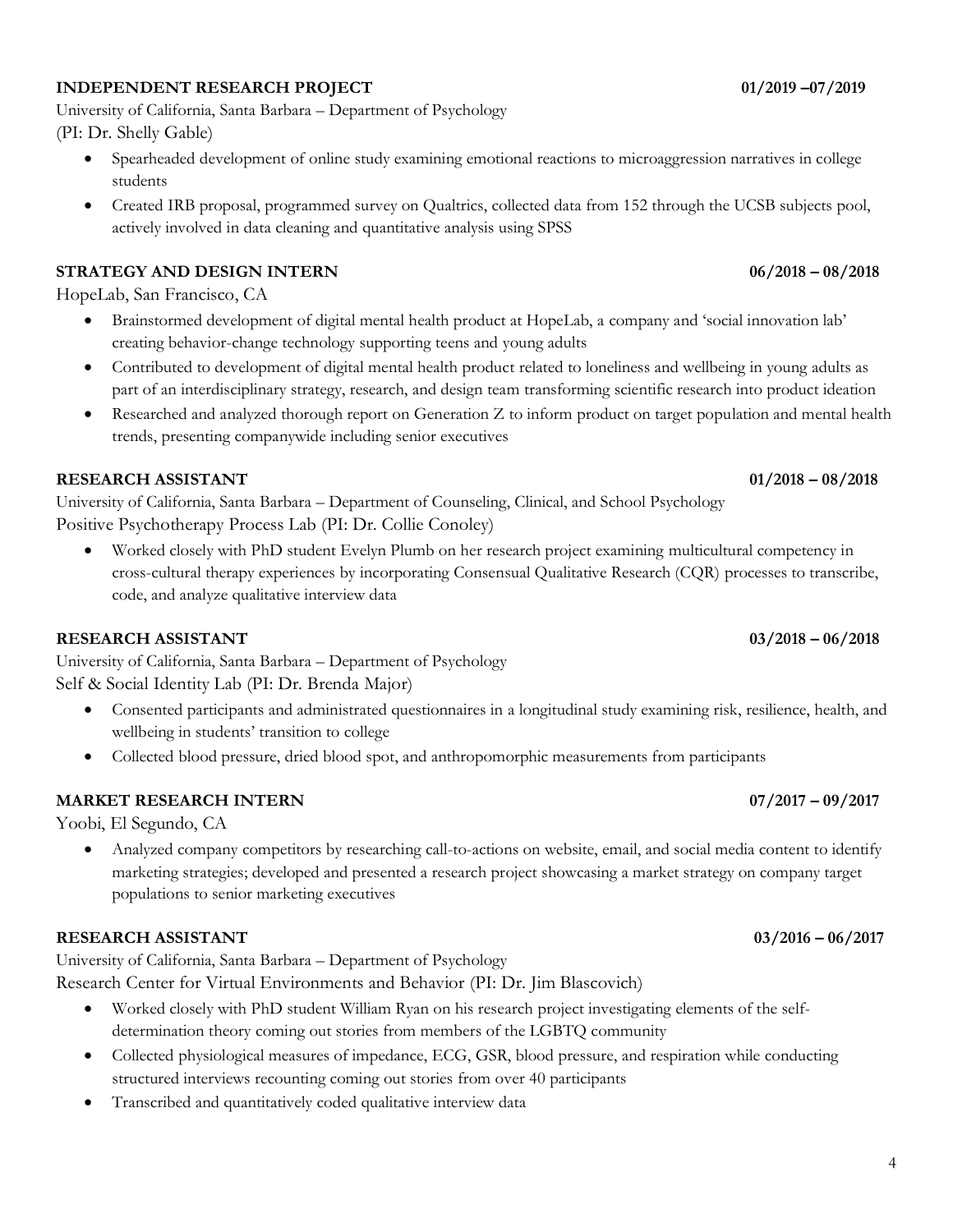**INDEPENDENT RESEARCH PROJECT** **01/2019 –07/2019**

University of California, Santa Barbara – Department of Psychology
(PI: Dr. Shelly Gable)

- Spearheaded development of online study examining emotional reactions to microaggression narratives in college students
- Created IRB proposal, programmed survey on Qualtrics, collected data from 152 through the UCSB subjects pool, actively involved in data cleaning and quantitative analysis using SPSS

**STRATEGY AND DESIGN INTERN** **06/2018 – 08/2018**

HopeLab, San Francisco, CA

- Brainstormed development of digital mental health product at HopeLab, a company and 'social innovation lab' creating behavior-change technology supporting teens and young adults
- Contributed to development of digital mental health product related to loneliness and wellbeing in young adults as part of an interdisciplinary strategy, research, and design team transforming scientific research into product ideation
- Researched and analyzed thorough report on Generation Z to inform product on target population and mental health trends, presenting companywide including senior executives

**RESEARCH ASSISTANT** **01/2018 – 08/2018**

University of California, Santa Barbara – Department of Counseling, Clinical, and School Psychology
Positive Psychotherapy Process Lab (PI: Dr. Collie Conoley)

- Worked closely with PhD student Evelyn Plumb on her research project examining multicultural competency in cross-cultural therapy experiences by incorporating Consensual Qualitative Research (CQR) processes to transcribe, code, and analyze qualitative interview data

**RESEARCH ASSISTANT** **03/2018 – 06/2018**

University of California, Santa Barbara – Department of Psychology
Self & Social Identity Lab (PI: Dr. Brenda Major)

- Consented participants and administrated questionnaires in a longitudinal study examining risk, resilience, health, and wellbeing in students' transition to college
- Collected blood pressure, dried blood spot, and anthropomorphic measurements from participants

**MARKET RESEARCH INTERN** **07/2017 – 09/2017**

Yoobi, El Segundo, CA

- Analyzed company competitors by researching call-to-actions on website, email, and social media content to identify marketing strategies; developed and presented a research project showcasing a market strategy on company target populations to senior marketing executives

**RESEARCH ASSISTANT** **03/2016 – 06/2017**

University of California, Santa Barbara – Department of Psychology
Research Center for Virtual Environments and Behavior (PI: Dr. Jim Blascovich)

- Worked closely with PhD student William Ryan on his research project investigating elements of the self-determination theory coming out stories from members of the LGBTQ community
- Collected physiological measures of impedance, ECG, GSR, blood pressure, and respiration while conducting structured interviews recounting coming out stories from over 40 participants
- Transcribed and quantitatively coded qualitative interview data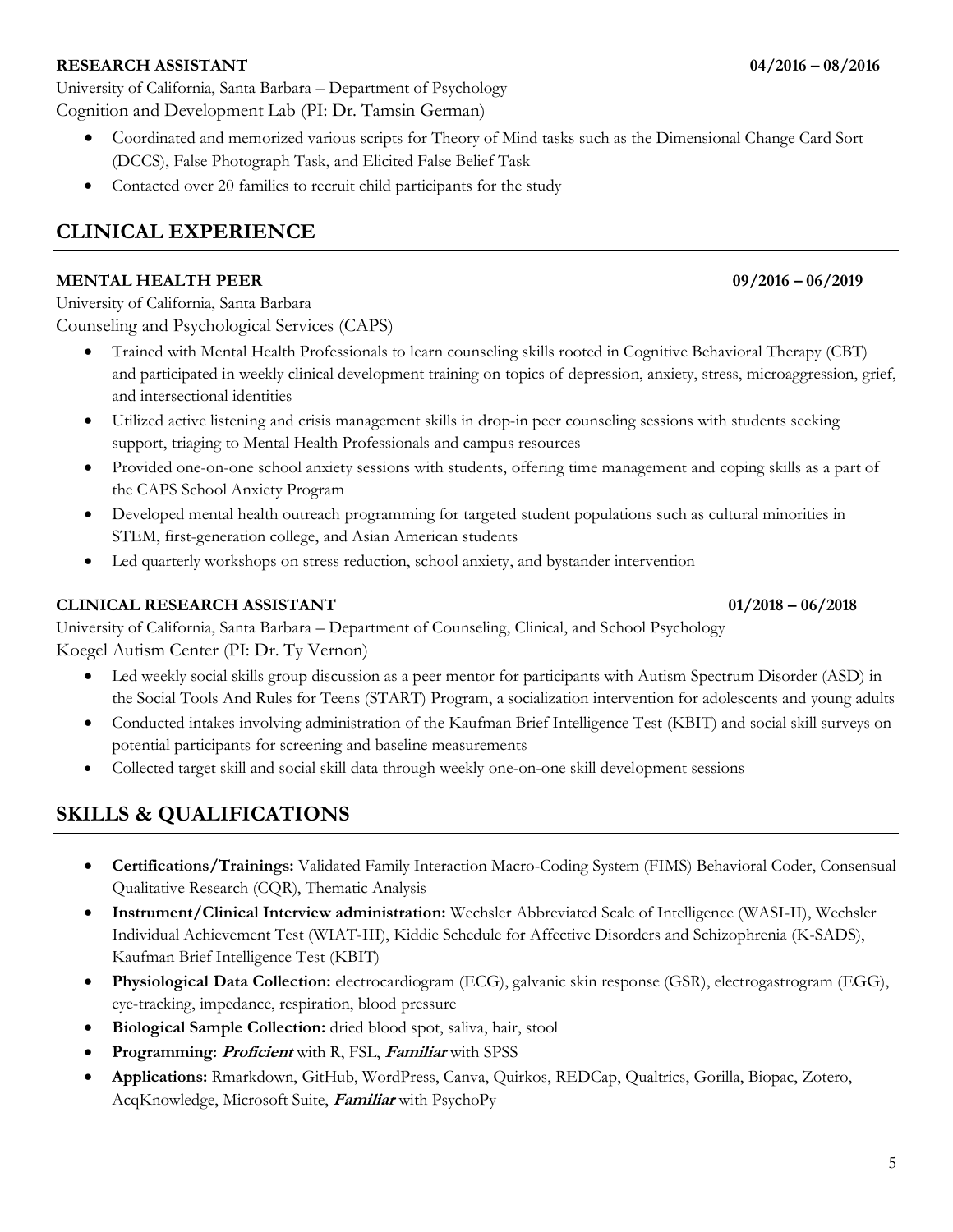**RESEARCH ASSISTANT** **04/2016 – 08/2016**

University of California, Santa Barbara – Department of Psychology
Cognition and Development Lab (PI: Dr. Tamsin German)

- Coordinated and memorized various scripts for Theory of Mind tasks such as the Dimensional Change Card Sort (DCCS), False Photograph Task, and Elicited False Belief Task
- Contacted over 20 families to recruit child participants for the study

## CLINICAL EXPERIENCE

**MENTAL HEALTH PEER** **09/2016 – 06/2019**

University of California, Santa Barbara
Counseling and Psychological Services (CAPS)

- Trained with Mental Health Professionals to learn counseling skills rooted in Cognitive Behavioral Therapy (CBT) and participated in weekly clinical development training on topics of depression, anxiety, stress, microaggression, grief, and intersectional identities
- Utilized active listening and crisis management skills in drop-in peer counseling sessions with students seeking support, triaging to Mental Health Professionals and campus resources
- Provided one-on-one school anxiety sessions with students, offering time management and coping skills as a part of the CAPS School Anxiety Program
- Developed mental health outreach programming for targeted student populations such as cultural minorities in STEM, first-generation college, and Asian American students
- Led quarterly workshops on stress reduction, school anxiety, and bystander intervention

**CLINICAL RESEARCH ASSISTANT** **01/2018 – 06/2018**

University of California, Santa Barbara – Department of Counseling, Clinical, and School Psychology
Koegel Autism Center (PI: Dr. Ty Vernon)

- Led weekly social skills group discussion as a peer mentor for participants with Autism Spectrum Disorder (ASD) in the Social Tools And Rules for Teens (START) Program, a socialization intervention for adolescents and young adults
- Conducted intakes involving administration of the Kaufman Brief Intelligence Test (KBIT) and social skill surveys on potential participants for screening and baseline measurements
- Collected target skill and social skill data through weekly one-on-one skill development sessions

## SKILLS & QUALIFICATIONS

- **Certifications/Trainings:** Validated Family Interaction Macro-Coding System (FIMS) Behavioral Coder, Consensual Qualitative Research (CQR), Thematic Analysis
- **Instrument/Clinical Interview administration:** Wechsler Abbreviated Scale of Intelligence (WASI-II), Wechsler Individual Achievement Test (WIAT-III), Kiddie Schedule for Affective Disorders and Schizophrenia (K-SADS), Kaufman Brief Intelligence Test (KBIT)
- **Physiological Data Collection:** electrocardiogram (ECG), galvanic skin response (GSR), electrogastrogram (EGG), eye-tracking, impedance, respiration, blood pressure
- **Biological Sample Collection:** dried blood spot, saliva, hair, stool
- **Programming:** ***Proficient*** with R, FSL, ***Familiar*** with SPSS
- **Applications:** Rmarkdown, GitHub, WordPress, Canva, Quirkos, REDCap, Qualtrics, Gorilla, Biopac, Zotero, AcqKnowledge, Microsoft Suite, ***Familiar*** with PsychoPy